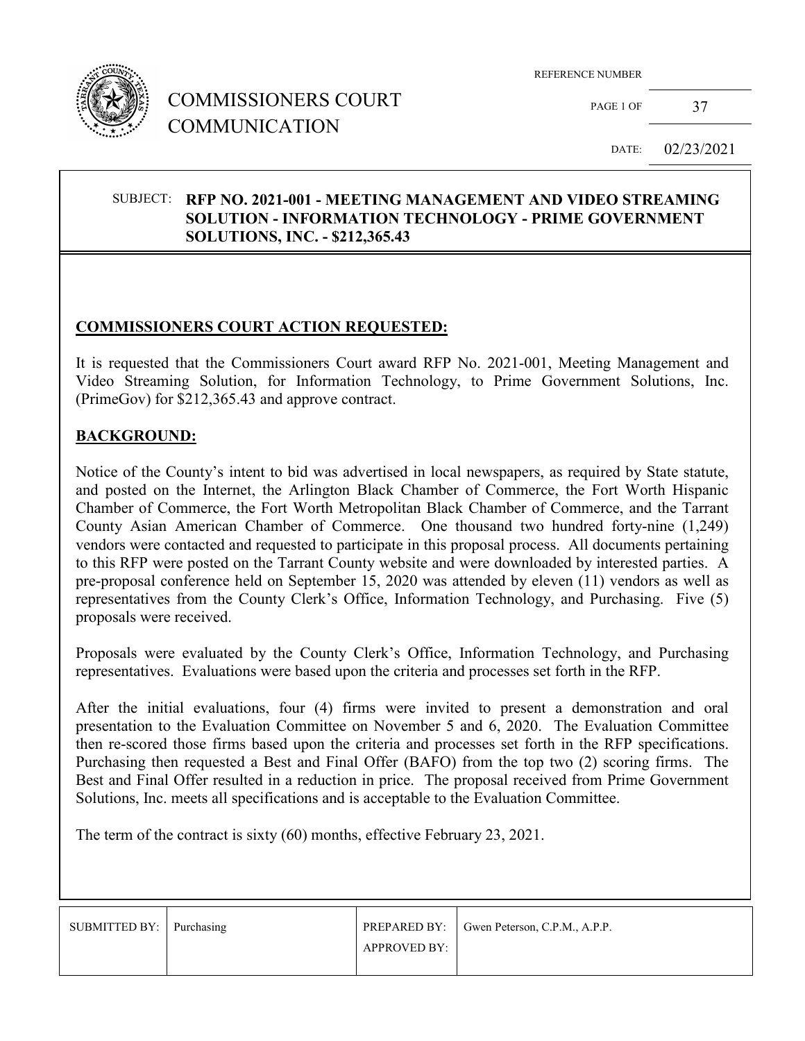# COMMISSIONERS COURT COMMUNICATION

| REFERENCE NUMBER | |
|---|---|
| PAGE 1 OF | 37 |
| DATE: | 02/23/2021 |

SUBJECT: **RFP NO. 2021-001 - MEETING MANAGEMENT AND VIDEO STREAMING SOLUTION - INFORMATION TECHNOLOGY - PRIME GOVERNMENT SOLUTIONS, INC. - $212,365.43**

## COMMISSIONERS COURT ACTION REQUESTED:

It is requested that the Commissioners Court award RFP No. 2021-001, Meeting Management and Video Streaming Solution, for Information Technology, to Prime Government Solutions, Inc. (PrimeGov) for $212,365.43 and approve contract.

## BACKGROUND:

Notice of the County's intent to bid was advertised in local newspapers, as required by State statute, and posted on the Internet, the Arlington Black Chamber of Commerce, the Fort Worth Hispanic Chamber of Commerce, the Fort Worth Metropolitan Black Chamber of Commerce, and the Tarrant County Asian American Chamber of Commerce. One thousand two hundred forty-nine (1,249) vendors were contacted and requested to participate in this proposal process. All documents pertaining to this RFP were posted on the Tarrant County website and were downloaded by interested parties. A pre-proposal conference held on September 15, 2020 was attended by eleven (11) vendors as well as representatives from the County Clerk's Office, Information Technology, and Purchasing. Five (5) proposals were received.

Proposals were evaluated by the County Clerk's Office, Information Technology, and Purchasing representatives. Evaluations were based upon the criteria and processes set forth in the RFP.

After the initial evaluations, four (4) firms were invited to present a demonstration and oral presentation to the Evaluation Committee on November 5 and 6, 2020. The Evaluation Committee then re-scored those firms based upon the criteria and processes set forth in the RFP specifications. Purchasing then requested a Best and Final Offer (BAFO) from the top two (2) scoring firms. The Best and Final Offer resulted in a reduction in price. The proposal received from Prime Government Solutions, Inc. meets all specifications and is acceptable to the Evaluation Committee.

The term of the contract is sixty (60) months, effective February 23, 2021.

| SUBMITTED BY: | Purchasing | PREPARED BY: | Gwen Peterson, C.P.M., A.P.P. |
|---|---|---|---|
| | | APPROVED BY: | |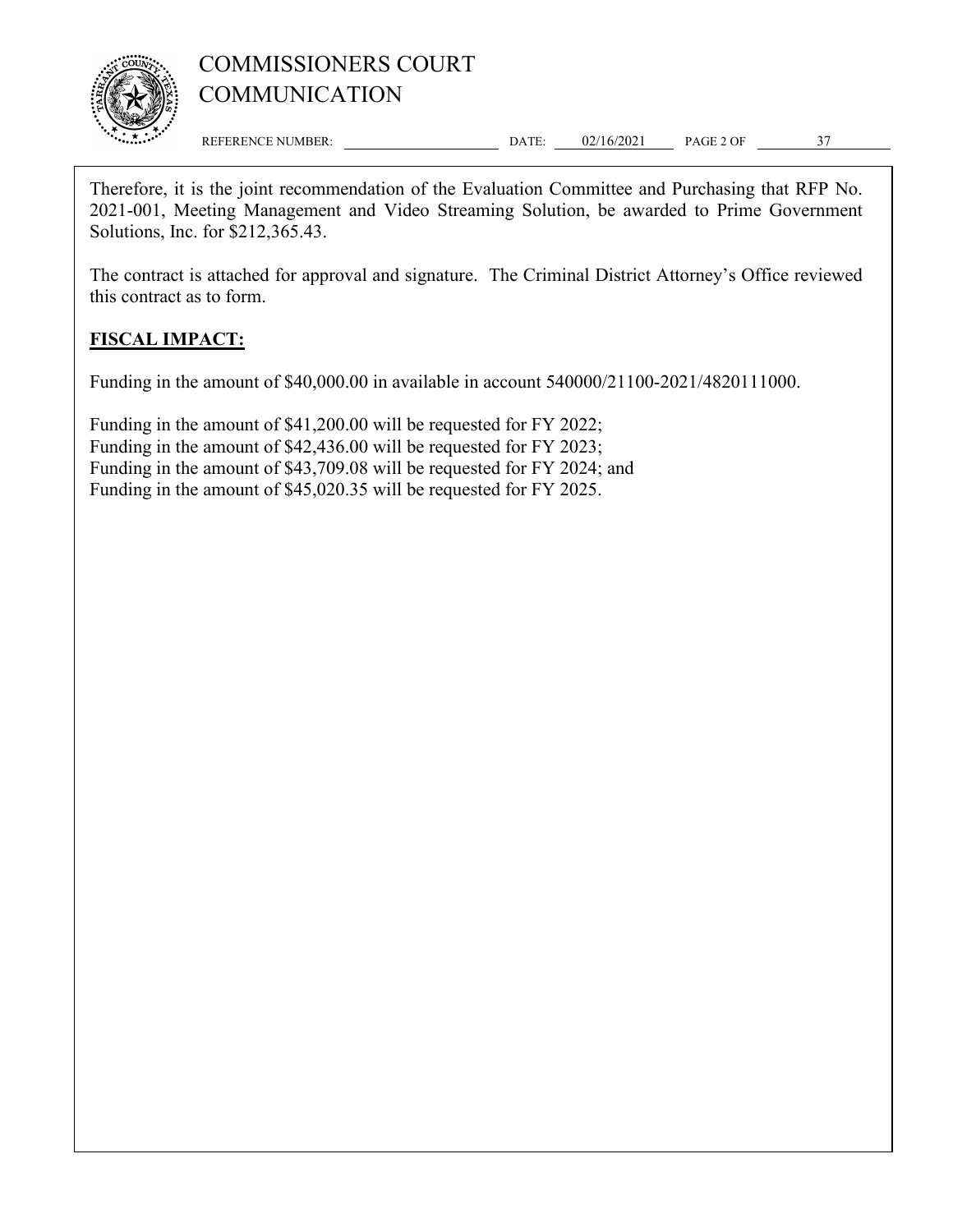Therefore, it is the joint recommendation of the Evaluation Committee and Purchasing that RFP No. 2021-001, Meeting Management and Video Streaming Solution, be awarded to Prime Government Solutions, Inc. for $212,365.43.

The contract is attached for approval and signature. The Criminal District Attorney's Office reviewed this contract as to form.

**FISCAL IMPACT:**

Funding in the amount of $40,000.00 in available in account 540000/21100-2021/4820111000.

Funding in the amount of $41,200.00 will be requested for FY 2022;
Funding in the amount of $42,436.00 will be requested for FY 2023;
Funding in the amount of $43,709.08 will be requested for FY 2024; and
Funding in the amount of $45,020.35 will be requested for FY 2025.